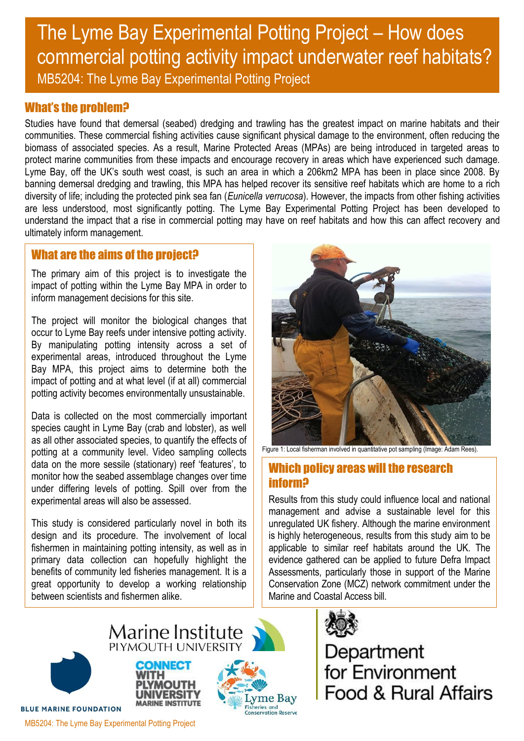# The Lyme Bay Experimental Potting Project – How does commercial potting activity impact underwater reef habitats?

MB5204: The Lyme Bay Experimental Potting Project

## What's the problem?

Studies have found that demersal (seabed) dredging and trawling has the greatest impact on marine habitats and their communities. These commercial fishing activities cause significant physical damage to the environment, often reducing the biomass of associated species. As a result, Marine Protected Areas (MPAs) are being introduced in targeted areas to protect marine communities from these impacts and encourage recovery in areas which have experienced such damage. Lyme Bay, off the UK's south west coast, is such an area in which a 206km2 MPA has been in place since 2008. By banning demersal dredging and trawling, this MPA has helped recover its sensitive reef habitats which are home to a rich diversity of life; including the protected pink sea fan (*Eunicella verrucosa*). However, the impacts from other fishing activities are less understood, most significantly potting. The Lyme Bay Experimental Potting Project has been developed to understand the impact that a rise in commercial potting may have on reef habitats and how this can affect recovery and ultimately inform management.

## What are the aims of the project?

The primary aim of this project is to investigate the impact of potting within the Lyme Bay MPA in order to inform management decisions for this site.

The project will monitor the biological changes that occur to Lyme Bay reefs under intensive potting activity. By manipulating potting intensity across a set of experimental areas, introduced throughout the Lyme Bay MPA, this project aims to determine both the impact of potting and at what level (if at all) commercial potting activity becomes environmentally unsustainable.

Data is collected on the most commercially important species caught in Lyme Bay (crab and lobster), as well as all other associated species, to quantify the effects of potting at a community level. Video sampling collects data on the more sessile (stationary) reef 'features', to monitor how the seabed assemblage changes over time under differing levels of potting. Spill over from the experimental areas will also be assessed.

This study is considered particularly novel in both its design and its procedure. The involvement of local fishermen in maintaining potting intensity, as well as in primary data collection can hopefully highlight the benefits of community led fisheries management. It is a great opportunity to develop a working relationship between scientists and fishermen alike.

Figure 1: Local fisherman involved in quantitative pot sampling (Image: Adam Rees).

## Which policy areas will the research inform?

Results from this study could influence local and national management and advise a sustainable level for this unregulated UK fishery. Although the marine environment is highly heterogeneous, results from this study aim to be applicable to similar reef habitats around the UK. The evidence gathered can be applied to future Defra Impact Assessments, particularly those in support of the Marine Conservation Zone (MCZ) network commitment under the Marine and Coastal Access bill.

Marine Institute Plymouth University

Blue Marine Foundation

Connect with Plymouth University Marine Institute

Lyme Bay Fisheries and Conservation Reserve

Department for Environment Food & Rural Affairs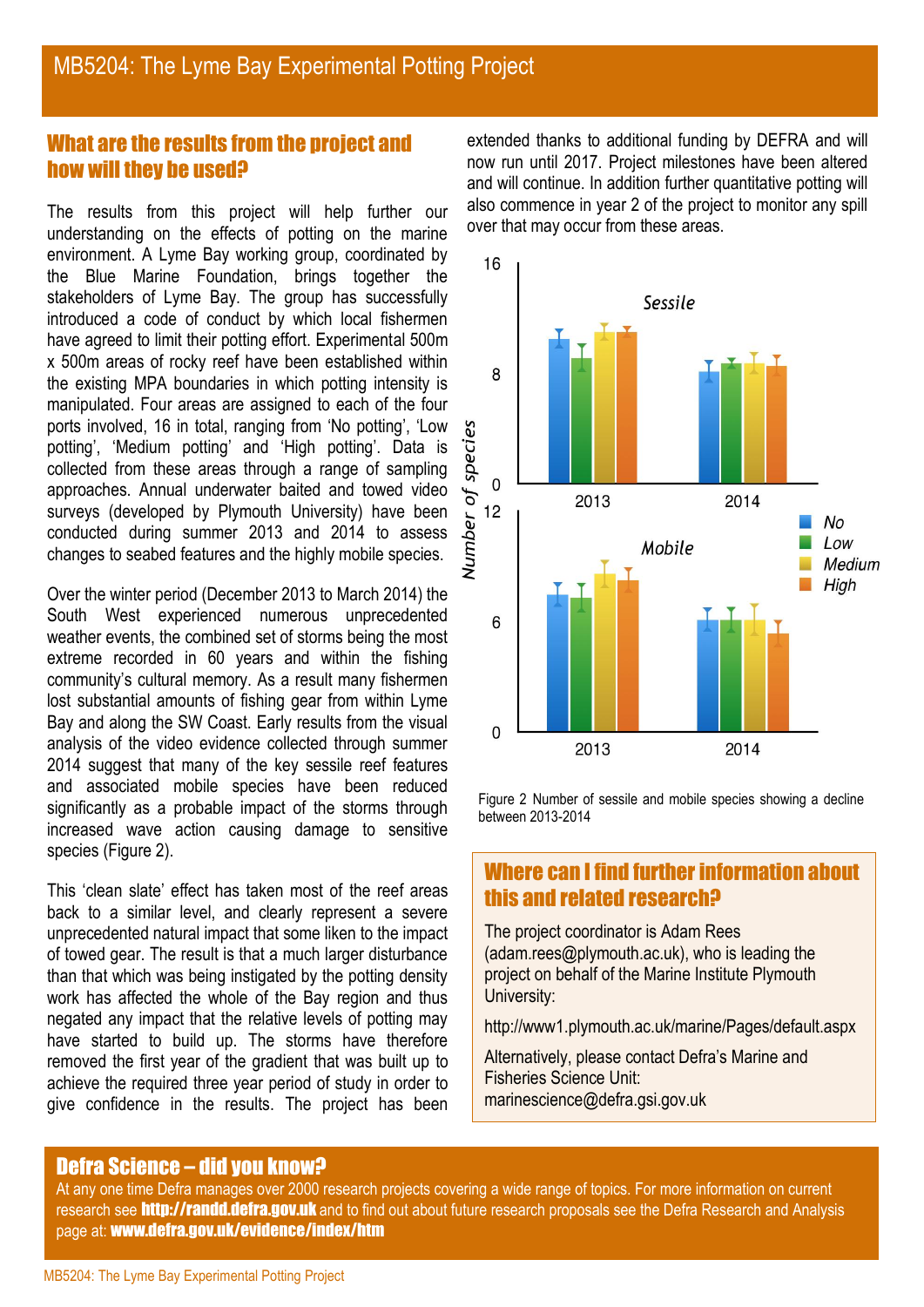## What are the results from the project and how will they be used?

The results from this project will help further our understanding on the effects of potting on the marine environment. A Lyme Bay working group, coordinated by the Blue Marine Foundation, brings together the stakeholders of Lyme Bay. The group has successfully introduced a code of conduct by which local fishermen have agreed to limit their potting effort. Experimental 500m x 500m areas of rocky reef have been established within the existing MPA boundaries in which potting intensity is manipulated. Four areas are assigned to each of the four ports involved, 16 in total, ranging from 'No potting', 'Low potting', 'Medium potting' and 'High potting'. Data is collected from these areas through a range of sampling approaches. Annual underwater baited and towed video surveys (developed by Plymouth University) have been conducted during summer 2013 and 2014 to assess changes to seabed features and the highly mobile species.

Over the winter period (December 2013 to March 2014) the South West experienced numerous unprecedented weather events, the combined set of storms being the most extreme recorded in 60 years and within the fishing community's cultural memory. As a result many fishermen lost substantial amounts of fishing gear from within Lyme Bay and along the SW Coast. Early results from the visual analysis of the video evidence collected through summer 2014 suggest that many of the key sessile reef features and associated mobile species have been reduced significantly as a probable impact of the storms through increased wave action causing damage to sensitive species (Figure 2).

This 'clean slate' effect has taken most of the reef areas back to a similar level, and clearly represent a severe unprecedented natural impact that some liken to the impact of towed gear. The result is that a much larger disturbance than that which was being instigated by the potting density work has affected the whole of the Bay region and thus negated any impact that the relative levels of potting may have started to build up. The storms have therefore removed the first year of the gradient that was built up to achieve the required three year period of study in order to give confidence in the results. The project has been extended thanks to additional funding by DEFRA and will now run until 2017. Project milestones have been altered and will continue. In addition further quantitative potting will also commence in year 2 of the project to monitor any spill over that may occur from these areas.

Sessile

Mobile

Number of species

16
8
0
12
6
0

2013
2014

No
Low
Medium
High

Figure 2 Number of sessile and mobile species showing a decline between 2013-2014

## Where can I find further information about this and related research?

The project coordinator is Adam Rees (adam.rees@plymouth.ac.uk), who is leading the project on behalf of the Marine Institute Plymouth University:

http://www1.plymouth.ac.uk/marine/Pages/default.aspx

Alternatively, please contact Defra's Marine and Fisheries Science Unit: marinescience@defra.gsi.gov.uk

## Defra Science – did you know?

At any one time Defra manages over 2000 research projects covering a wide range of topics. For more information on current research see **http://randd.defra.gov.uk** and to find out about future research proposals see the Defra Research and Analysis page at: **www.defra.gov.uk/evidence/index/htm**